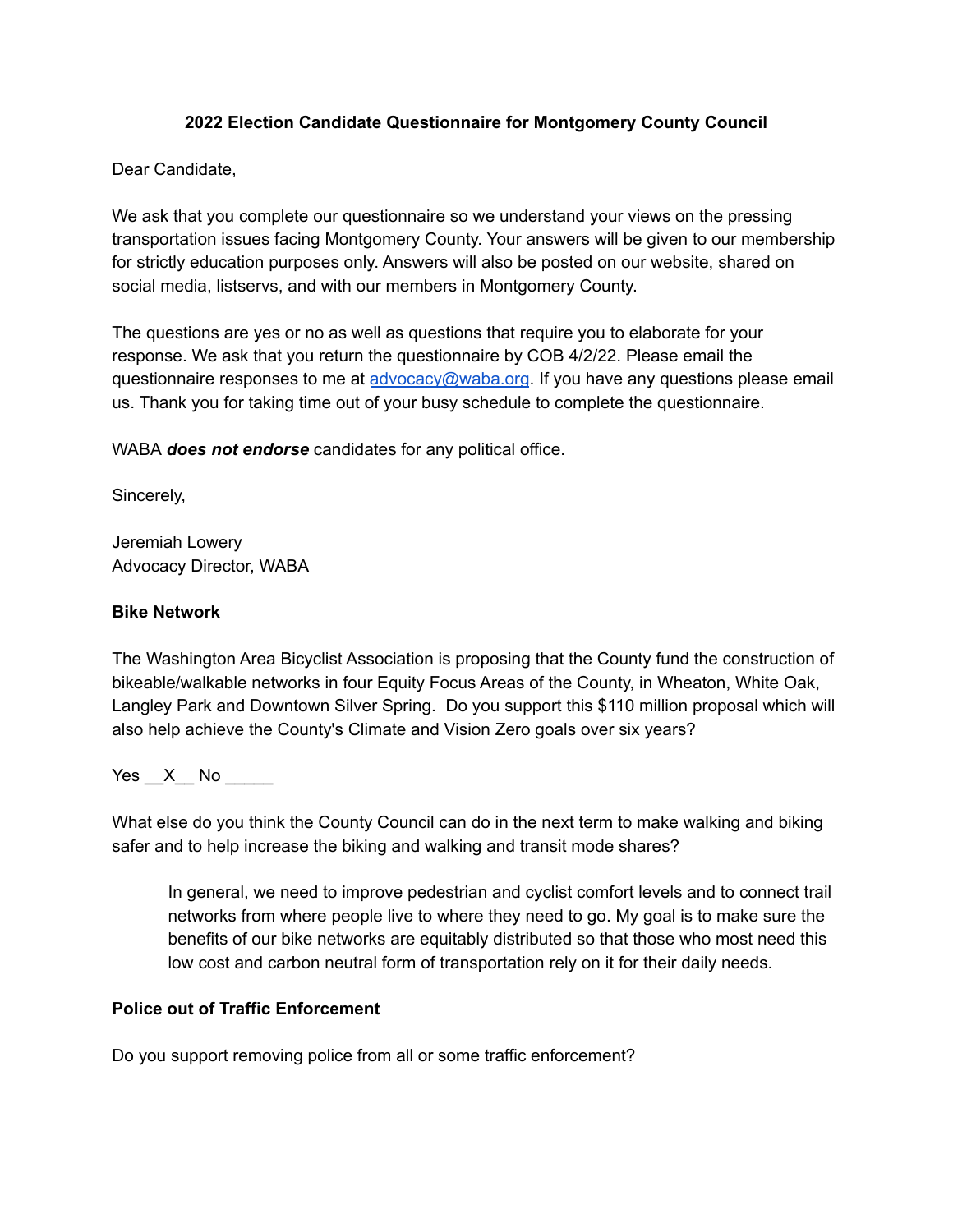**2022 Election Candidate Questionnaire for Montgomery County Council**

Dear Candidate,

We ask that you complete our questionnaire so we understand your views on the pressing transportation issues facing Montgomery County. Your answers will be given to our membership for strictly education purposes only. Answers will also be posted on our website, shared on social media, listservs, and with our members in Montgomery County.

The questions are yes or no as well as questions that require you to elaborate for your response. We ask that you return the questionnaire by COB 4/2/22. Please email the questionnaire responses to me at [advocacy@waba.org](mailto:advocacy@waba.org). If you have any questions please email us. Thank you for taking time out of your busy schedule to complete the questionnaire.

WABA ***does not endorse*** candidates for any political office.

Sincerely,

Jeremiah Lowery
Advocacy Director, WABA

**Bike Network**

The Washington Area Bicyclist Association is proposing that the County fund the construction of bikeable/walkable networks in four Equity Focus Areas of the County, in Wheaton, White Oak, Langley Park and Downtown Silver Spring. Do you support this $110 million proposal which will also help achieve the County's Climate and Vision Zero goals over six years?

Yes __X__ No _____

What else do you think the County Council can do in the next term to make walking and biking safer and to help increase the biking and walking and transit mode shares?

> In general, we need to improve pedestrian and cyclist comfort levels and to connect trail networks from where people live to where they need to go. My goal is to make sure the benefits of our bike networks are equitably distributed so that those who most need this low cost and carbon neutral form of transportation rely on it for their daily needs.

**Police out of Traffic Enforcement**

Do you support removing police from all or some traffic enforcement?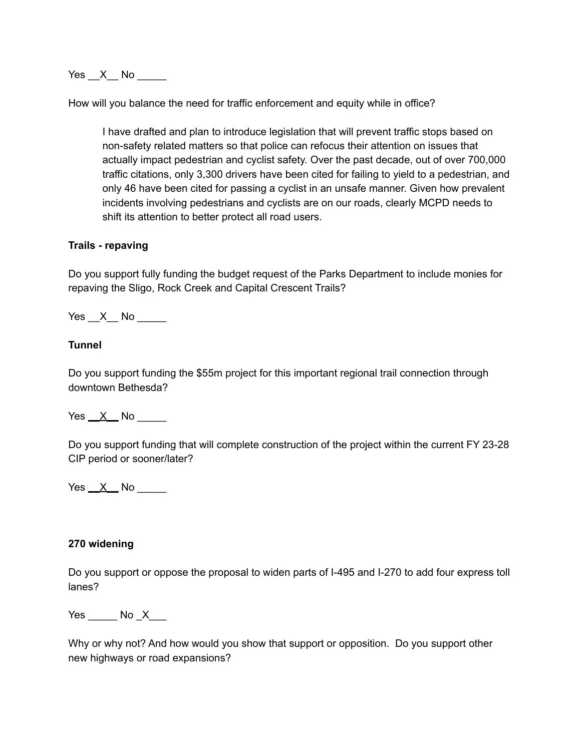Yes \_\_X\_\_ No \_\_\_\_\_

How will you balance the need for traffic enforcement and equity while in office?

> I have drafted and plan to introduce legislation that will prevent traffic stops based on non-safety related matters so that police can refocus their attention on issues that actually impact pedestrian and cyclist safety. Over the past decade, out of over 700,000 traffic citations, only 3,300 drivers have been cited for failing to yield to a pedestrian, and only 46 have been cited for passing a cyclist in an unsafe manner. Given how prevalent incidents involving pedestrians and cyclists are on our roads, clearly MCPD needs to shift its attention to better protect all road users.

**Trails - repaving**

Do you support fully funding the budget request of the Parks Department to include monies for repaving the Sligo, Rock Creek and Capital Crescent Trails?

Yes \_\_X\_\_ No \_\_\_\_\_

**Tunnel**

Do you support funding the $55m project for this important regional trail connection through downtown Bethesda?

Yes **\_\_X\_\_** No \_\_\_\_\_

Do you support funding that will complete construction of the project within the current FY 23-28 CIP period or sooner/later?

Yes **\_\_X\_\_** No \_\_\_\_\_

**270 widening**

Do you support or oppose the proposal to widen parts of I-495 and I-270 to add four express toll lanes?

Yes \_\_\_\_\_ No \_X\_\_\_

Why or why not? And how would you show that support or opposition. Do you support other new highways or road expansions?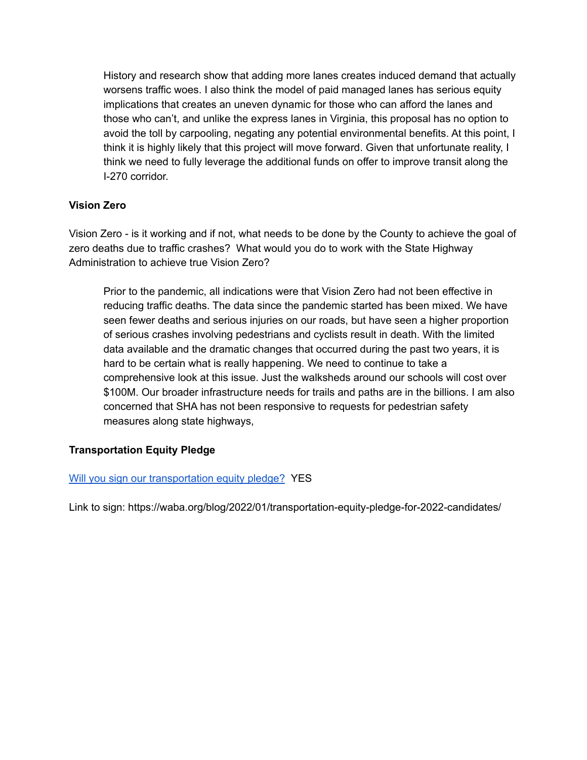History and research show that adding more lanes creates induced demand that actually worsens traffic woes. I also think the model of paid managed lanes has serious equity implications that creates an uneven dynamic for those who can afford the lanes and those who can't, and unlike the express lanes in Virginia, this proposal has no option to avoid the toll by carpooling, negating any potential environmental benefits. At this point, I think it is highly likely that this project will move forward. Given that unfortunate reality, I think we need to fully leverage the additional funds on offer to improve transit along the I-270 corridor.

**Vision Zero**

Vision Zero - is it working and if not, what needs to be done by the County to achieve the goal of zero deaths due to traffic crashes? What would you do to work with the State Highway Administration to achieve true Vision Zero?

Prior to the pandemic, all indications were that Vision Zero had not been effective in reducing traffic deaths. The data since the pandemic started has been mixed. We have seen fewer deaths and serious injuries on our roads, but have seen a higher proportion of serious crashes involving pedestrians and cyclists result in death. With the limited data available and the dramatic changes that occurred during the past two years, it is hard to be certain what is really happening. We need to continue to take a comprehensive look at this issue. Just the walksheds around our schools will cost over $100M. Our broader infrastructure needs for trails and paths are in the billions. I am also concerned that SHA has not been responsive to requests for pedestrian safety measures along state highways,

**Transportation Equity Pledge**

[Will you sign our transportation equity pledge?](https://waba.org/blog/2022/01/transportation-equity-pledge-for-2022-candidates/) YES

Link to sign: https://waba.org/blog/2022/01/transportation-equity-pledge-for-2022-candidates/